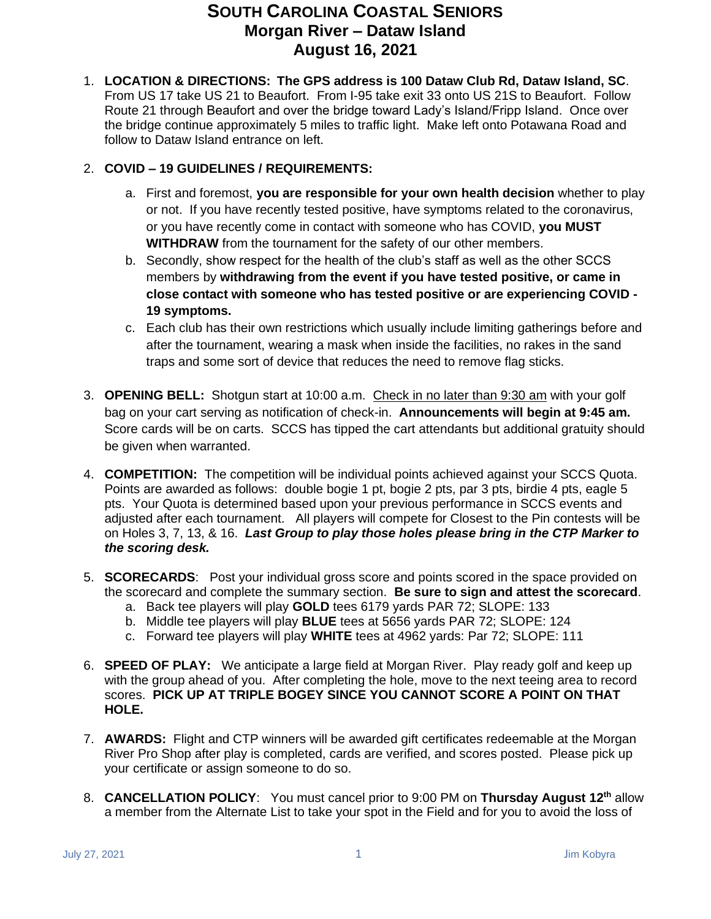# SOUTH CAROLINA COASTAL SENIORS
# Morgan River – Dataw Island
# August 16, 2021

1. **LOCATION & DIRECTIONS: The GPS address is 100 Dataw Club Rd, Dataw Island, SC**. From US 17 take US 21 to Beaufort. From I-95 take exit 33 onto US 21S to Beaufort. Follow Route 21 through Beaufort and over the bridge toward Lady's Island/Fripp Island. Once over the bridge continue approximately 5 miles to traffic light. Make left onto Potawana Road and follow to Dataw Island entrance on left.

2. **COVID – 19 GUIDELINES / REQUIREMENTS:**
   a. First and foremost, **you are responsible for your own health decision** whether to play or not. If you have recently tested positive, have symptoms related to the coronavirus, or you have recently come in contact with someone who has COVID, **you MUST WITHDRAW** from the tournament for the safety of our other members.
   b. Secondly, show respect for the health of the club's staff as well as the other SCCS members by **withdrawing from the event if you have tested positive, or came in close contact with someone who has tested positive or are experiencing COVID - 19 symptoms.**
   c. Each club has their own restrictions which usually include limiting gatherings before and after the tournament, wearing a mask when inside the facilities, no rakes in the sand traps and some sort of device that reduces the need to remove flag sticks.

3. **OPENING BELL:** Shotgun start at 10:00 a.m. Check in no later than 9:30 am with your golf bag on your cart serving as notification of check-in. **Announcements will begin at 9:45 am.** Score cards will be on carts. SCCS has tipped the cart attendants but additional gratuity should be given when warranted.

4. **COMPETITION:** The competition will be individual points achieved against your SCCS Quota. Points are awarded as follows: double bogie 1 pt, bogie 2 pts, par 3 pts, birdie 4 pts, eagle 5 pts. Your Quota is determined based upon your previous performance in SCCS events and adjusted after each tournament. All players will compete for Closest to the Pin contests will be on Holes 3, 7, 13, & 16. ***Last Group to play those holes please bring in the CTP Marker to the scoring desk.***

5. **SCORECARDS**: Post your individual gross score and points scored in the space provided on the scorecard and complete the summary section. **Be sure to sign and attest the scorecard**.
   a. Back tee players will play **GOLD** tees 6179 yards PAR 72; SLOPE: 133
   b. Middle tee players will play **BLUE** tees at 5656 yards PAR 72; SLOPE: 124
   c. Forward tee players will play **WHITE** tees at 4962 yards: Par 72; SLOPE: 111

6. **SPEED OF PLAY:** We anticipate a large field at Morgan River. Play ready golf and keep up with the group ahead of you. After completing the hole, move to the next teeing area to record scores. **PICK UP AT TRIPLE BOGEY SINCE YOU CANNOT SCORE A POINT ON THAT HOLE.**

7. **AWARDS:** Flight and CTP winners will be awarded gift certificates redeemable at the Morgan River Pro Shop after play is completed, cards are verified, and scores posted. Please pick up your certificate or assign someone to do so.

8. **CANCELLATION POLICY**: You must cancel prior to 9:00 PM on **Thursday August 12th** allow a member from the Alternate List to take your spot in the Field and for you to avoid the loss of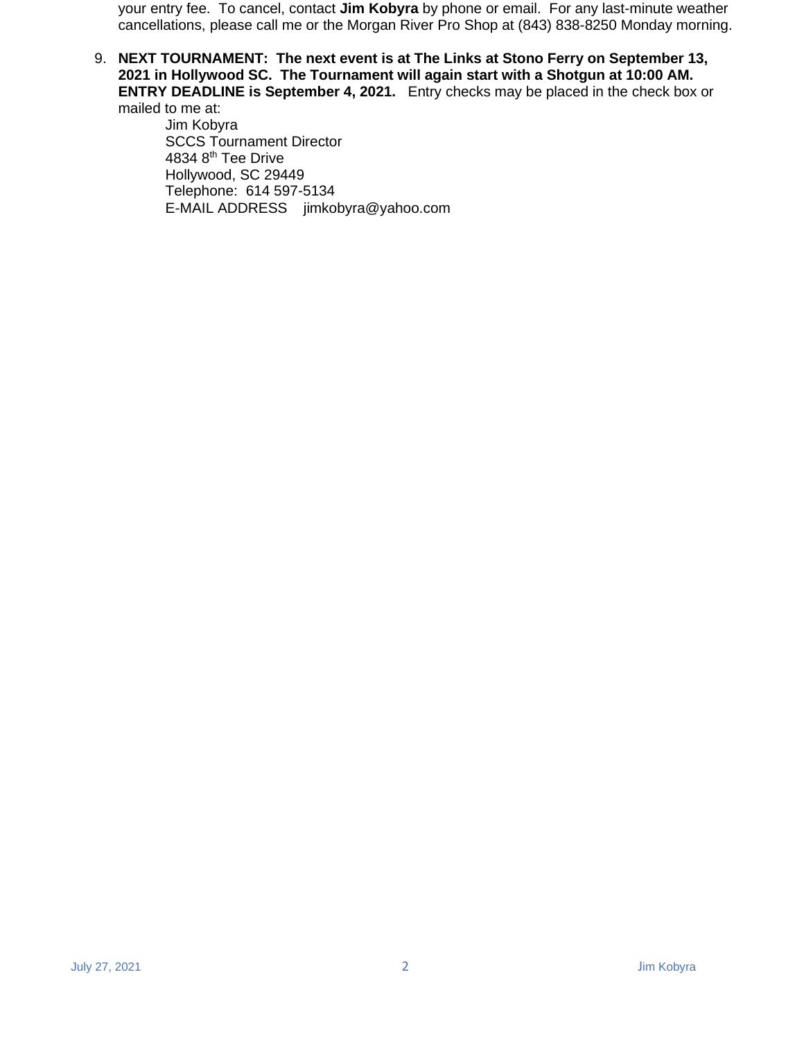your entry fee. To cancel, contact **Jim Kobyra** by phone or email. For any last-minute weather cancellations, please call me or the Morgan River Pro Shop at (843) 838-8250 Monday morning.

9. **NEXT TOURNAMENT: The next event is at The Links at Stono Ferry on September 13, 2021 in Hollywood SC. The Tournament will again start with a Shotgun at 10:00 AM. ENTRY DEADLINE is September 4, 2021.** Entry checks may be placed in the check box or mailed to me at:

   Jim Kobyra
   SCCS Tournament Director
   4834 8th Tee Drive
   Hollywood, SC 29449
   Telephone: 614 597-5134
   E-MAIL ADDRESS jimkobyra@yahoo.com